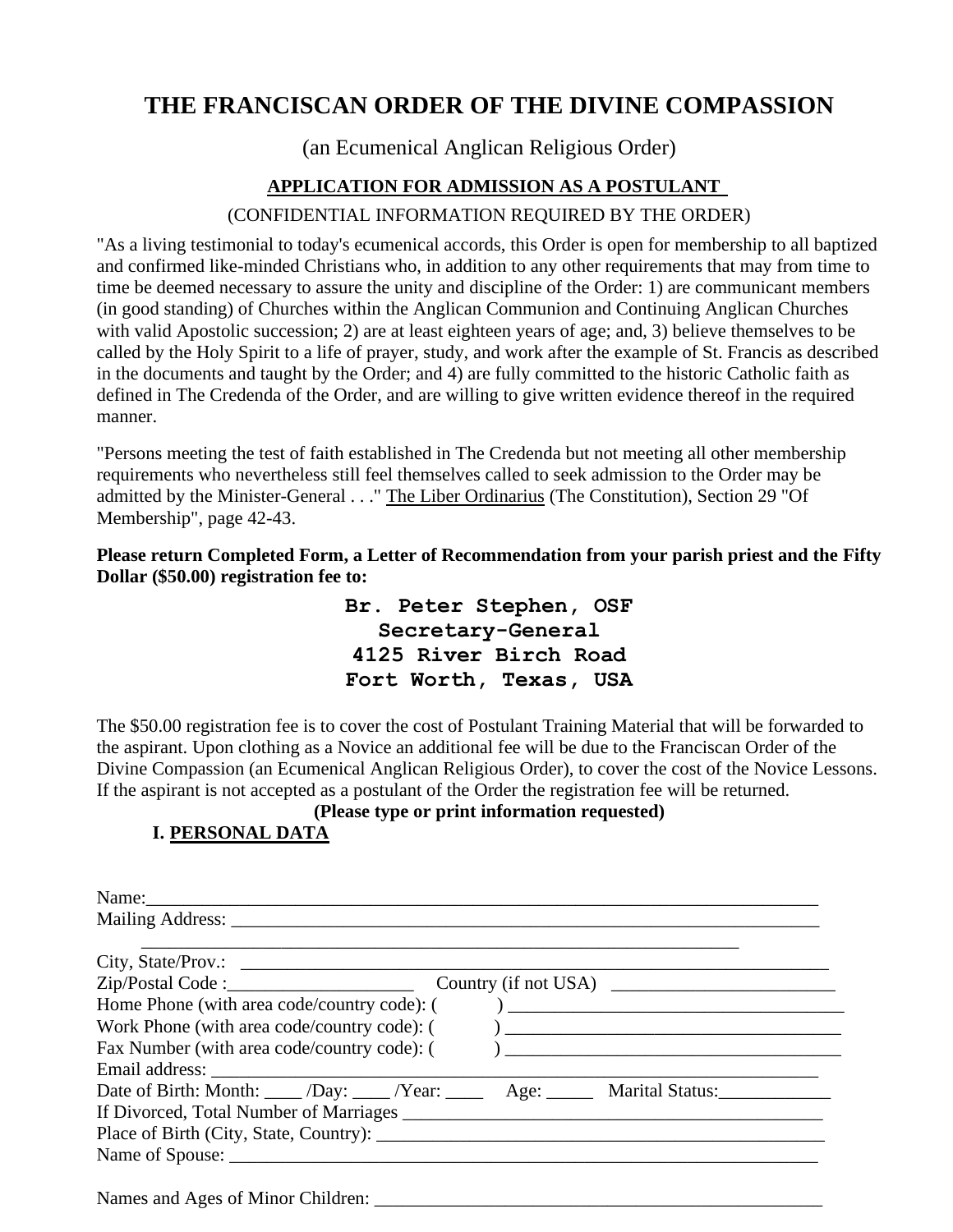# THE FRANCISCAN ORDER OF THE DIVINE COMPASSION

(an Ecumenical Anglican Religious Order)

## APPLICATION FOR ADMISSION AS A POSTULANT

(CONFIDENTIAL INFORMATION REQUIRED BY THE ORDER)

"As a living testimonial to today's ecumenical accords, this Order is open for membership to all baptized and confirmed like-minded Christians who, in addition to any other requirements that may from time to time be deemed necessary to assure the unity and discipline of the Order: 1) are communicant members (in good standing) of Churches within the Anglican Communion and Continuing Anglican Churches with valid Apostolic succession; 2) are at least eighteen years of age; and, 3) believe themselves to be called by the Holy Spirit to a life of prayer, study, and work after the example of St. Francis as described in the documents and taught by the Order; and 4) are fully committed to the historic Catholic faith as defined in The Credenda of the Order, and are willing to give written evidence thereof in the required manner.

"Persons meeting the test of faith established in The Credenda but not meeting all other membership requirements who nevertheless still feel themselves called to seek admission to the Order may be admitted by the Minister-General . . ." The Liber Ordinarius (The Constitution), Section 29 "Of Membership", page 42-43.

**Please return Completed Form, a Letter of Recommendation from your parish priest and the Fifty Dollar ($50.00) registration fee to:**

**Br. Peter Stephen, OSF**
**Secretary-General**
**4125 River Birch Road**
**Fort Worth, Texas, USA**

The $50.00 registration fee is to cover the cost of Postulant Training Material that will be forwarded to the aspirant. Upon clothing as a Novice an additional fee will be due to the Franciscan Order of the Divine Compassion (an Ecumenical Anglican Religious Order), to cover the cost of the Novice Lessons. If the aspirant is not accepted as a postulant of the Order the registration fee will be returned.

**(Please type or print information requested)**

### I. PERSONAL DATA

Name:\_\_\_\_\_\_\_\_\_\_\_\_\_\_\_\_\_\_\_\_\_\_\_\_\_\_\_\_\_\_\_\_\_\_\_\_\_\_\_\_\_\_\_\_\_\_\_\_\_\_\_\_\_\_\_\_\_\_\_\_

Mailing Address: \_\_\_\_\_\_\_\_\_\_\_\_\_\_\_\_\_\_\_\_\_\_\_\_\_\_\_\_\_\_\_\_\_\_\_\_\_\_\_\_\_\_\_\_\_\_\_\_\_\_\_\_

\_\_\_\_\_\_\_\_\_\_\_\_\_\_\_\_\_\_\_\_\_\_\_\_\_\_\_\_\_\_\_\_\_\_\_\_\_\_\_\_\_\_\_\_\_\_\_\_\_\_\_\_\_\_\_\_\_\_

City, State/Prov.: \_\_\_\_\_\_\_\_\_\_\_\_\_\_\_\_\_\_\_\_\_\_\_\_\_\_\_\_\_\_\_\_\_\_\_\_\_\_\_\_\_\_\_\_\_\_\_\_\_\_\_\_

Zip/Postal Code :\_\_\_\_\_\_\_\_\_\_\_\_\_\_\_\_\_\_\_\_ Country (if not USA) \_\_\_\_\_\_\_\_\_\_\_\_\_\_\_\_\_\_\_\_\_\_\_\_

Home Phone (with area code/country code): (          ) \_\_\_\_\_\_\_\_\_\_\_\_\_\_\_\_\_\_\_\_\_\_\_\_\_\_\_\_\_\_\_\_\_\_

Work Phone (with area code/country code): (          ) \_\_\_\_\_\_\_\_\_\_\_\_\_\_\_\_\_\_\_\_\_\_\_\_\_\_\_\_\_\_\_\_\_\_

Fax Number (with area code/country code): (          ) \_\_\_\_\_\_\_\_\_\_\_\_\_\_\_\_\_\_\_\_\_\_\_\_\_\_\_\_\_\_\_\_\_\_

Email address: \_\_\_\_\_\_\_\_\_\_\_\_\_\_\_\_\_\_\_\_\_\_\_\_\_\_\_\_\_\_\_\_\_\_\_\_\_\_\_\_\_\_\_\_\_\_\_\_\_\_\_\_\_\_\_\_

Date of Birth: Month: \_\_\_\_ /Day: \_\_\_\_ /Year: \_\_\_\_ Age: \_\_\_\_\_ Marital Status:\_\_\_\_\_\_\_\_\_\_\_\_

If Divorced, Total Number of Marriages \_\_\_\_\_\_\_\_\_\_\_\_\_\_\_\_\_\_\_\_\_\_\_\_\_\_\_\_\_\_\_\_\_\_\_\_\_\_\_\_\_\_\_\_

Place of Birth (City, State, Country): \_\_\_\_\_\_\_\_\_\_\_\_\_\_\_\_\_\_\_\_\_\_\_\_\_\_\_\_\_\_\_\_\_\_\_\_\_\_\_\_\_\_\_\_\_\_

Name of Spouse: \_\_\_\_\_\_\_\_\_\_\_\_\_\_\_\_\_\_\_\_\_\_\_\_\_\_\_\_\_\_\_\_\_\_\_\_\_\_\_\_\_\_\_\_\_\_\_\_\_\_\_\_\_\_\_\_

Names and Ages of Minor Children: \_\_\_\_\_\_\_\_\_\_\_\_\_\_\_\_\_\_\_\_\_\_\_\_\_\_\_\_\_\_\_\_\_\_\_\_\_\_\_\_\_\_\_\_\_\_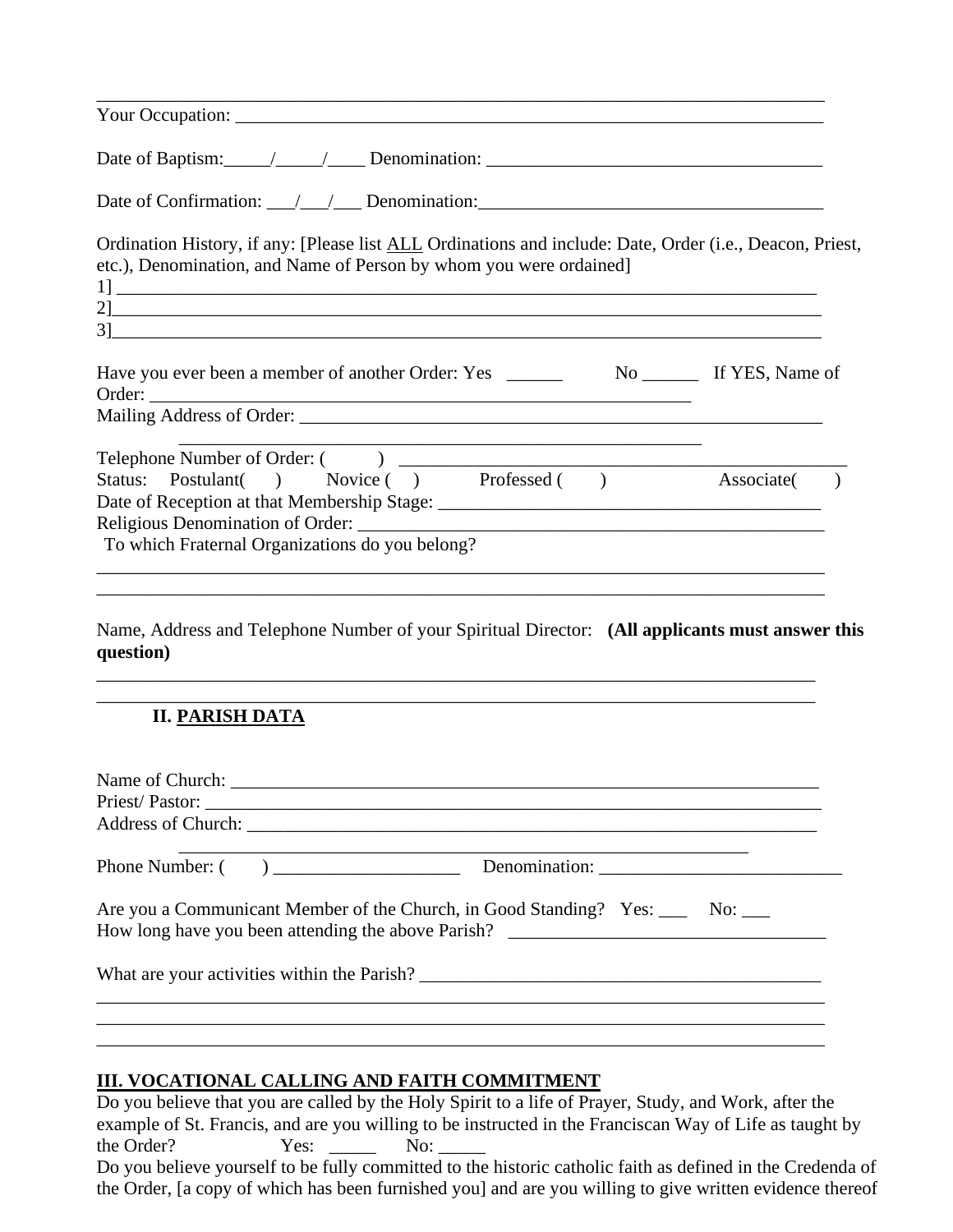______________________________________________________________________________

Your Occupation: ______________________________________________________________

Date of Baptism:_____/_____/____ Denomination: ___________________________________

Date of Confirmation: ___/___/___ Denomination:____________________________________

Ordination History, if any: [Please list ALL Ordinations and include: Date, Order (i.e., Deacon, Priest, etc.), Denomination, and Name of Person by whom you were ordained]

1] ____________________________________________________________________________

2]____________________________________________________________________________

3]____________________________________________________________________________

Have you ever been a member of another Order: Yes ______ No ______ If YES, Name of Order: ________________________________________________________

Mailing Address of Order: _____________________________________________________

_______________________________________________________

Telephone Number of Order: ( ) ________________________________________________

Status: Postulant( ) Novice ( ) Professed ( ) Associate( )

Date of Reception at that Membership Stage: ______________________________________

Religious Denomination of Order: _______________________________________________

To which Fraternal Organizations do you belong?

______________________________________________________________________________

______________________________________________________________________________

Name, Address and Telephone Number of your Spiritual Director: **(All applicants must answer this question)**

______________________________________________________________________________

______________________________________________________________________________

## II. PARISH DATA

Name of Church: _____________________________________________________________

Priest/ Pastor: _______________________________________________________________

Address of Church: ___________________________________________________________

____________________________________________________________

Phone Number: ( ) ____________________ Denomination: __________________________

Are you a Communicant Member of the Church, in Good Standing? Yes: ___ No: ___

How long have you been attending the above Parish? __________________________________

What are your activities within the Parish? _________________________________________

______________________________________________________________________________

______________________________________________________________________________

______________________________________________________________________________

## III. VOCATIONAL CALLING AND FAITH COMMITMENT

Do you believe that you are called by the Holy Spirit to a life of Prayer, Study, and Work, after the example of St. Francis, and are you willing to be instructed in the Franciscan Way of Life as taught by the Order? Yes: _____ No: _____

Do you believe yourself to be fully committed to the historic catholic faith as defined in the Credenda of the Order, [a copy of which has been furnished you] and are you willing to give written evidence thereof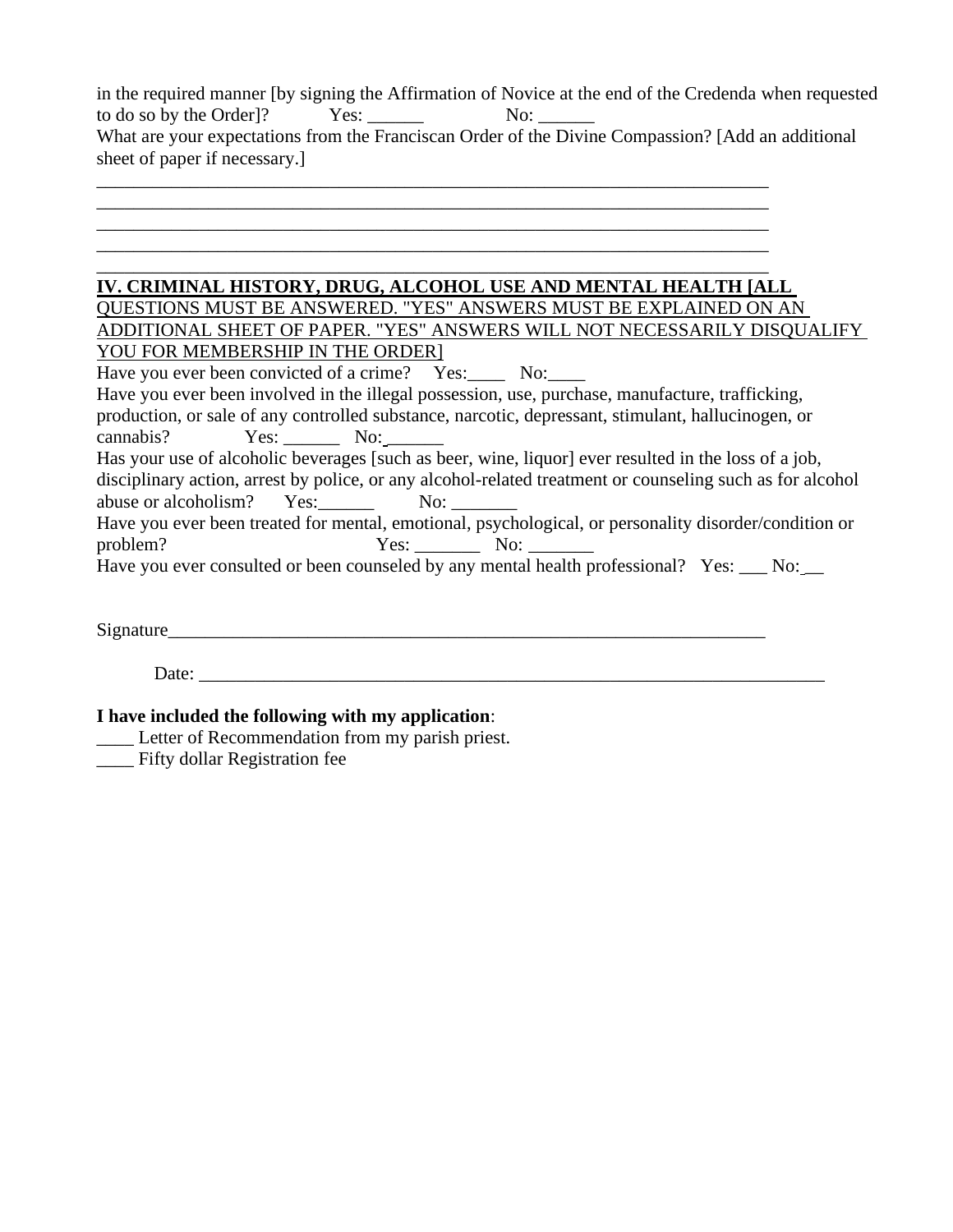in the required manner [by signing the Affirmation of Novice at the end of the Credenda when requested to do so by the Order]? Yes: ______ No: ______

What are your expectations from the Franciscan Order of the Divine Compassion? [Add an additional sheet of paper if necessary.]

_____________________________________________________________________________
_____________________________________________________________________________
_____________________________________________________________________________
_____________________________________________________________________________
_____________________________________________________________________________

**IV. CRIMINAL HISTORY, DRUG, ALCOHOL USE AND MENTAL HEALTH [ALL QUESTIONS MUST BE ANSWERED. "YES" ANSWERS MUST BE EXPLAINED ON AN ADDITIONAL SHEET OF PAPER. "YES" ANSWERS WILL NOT NECESSARILY DISQUALIFY YOU FOR MEMBERSHIP IN THE ORDER]**

Have you ever been convicted of a crime? Yes:____ No:____

Have you ever been involved in the illegal possession, use, purchase, manufacture, trafficking, production, or sale of any controlled substance, narcotic, depressant, stimulant, hallucinogen, or cannabis? Yes: ______ No: ______

Has your use of alcoholic beverages [such as beer, wine, liquor] ever resulted in the loss of a job, disciplinary action, arrest by police, or any alcohol-related treatment or counseling such as for alcohol abuse or alcoholism? Yes:______ No: _______

Have you ever been treated for mental, emotional, psychological, or personality disorder/condition or problem? Yes: _______ No: _______

Have you ever consulted or been counseled by any mental health professional? Yes: ___ No:__

Signature_____________________________________________________________________

Date: _________________________________________________________________________

**I have included the following with my application**:

____ Letter of Recommendation from my parish priest.

____ Fifty dollar Registration fee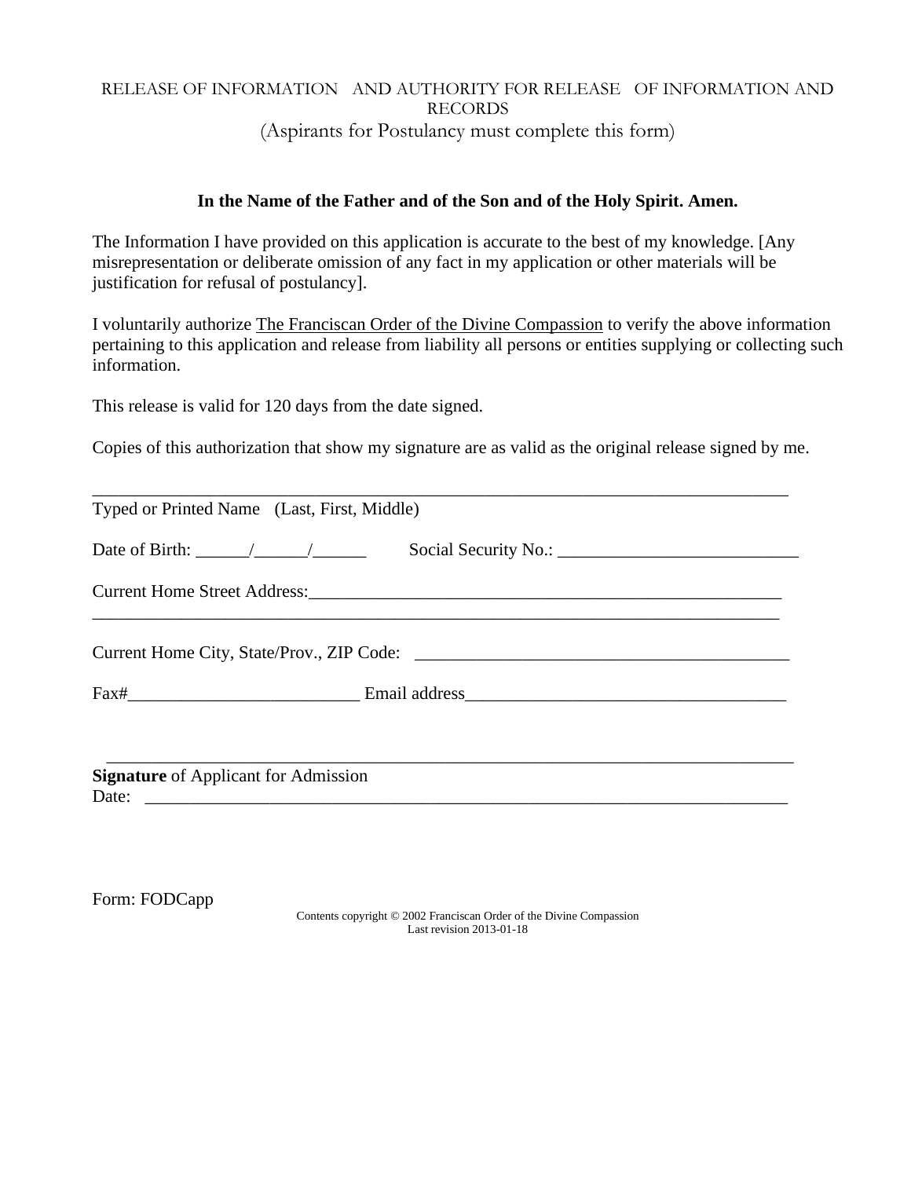RELEASE OF INFORMATION AND AUTHORITY FOR RELEASE OF INFORMATION AND RECORDS

(Aspirants for Postulancy must complete this form)

**In the Name of the Father and of the Son and of the Holy Spirit. Amen.**

The Information I have provided on this application is accurate to the best of my knowledge. [Any misrepresentation or deliberate omission of any fact in my application or other materials will be justification for refusal of postulancy].

I voluntarily authorize The Franciscan Order of the Divine Compassion to verify the above information pertaining to this application and release from liability all persons or entities supplying or collecting such information.

This release is valid for 120 days from the date signed.

Copies of this authorization that show my signature are as valid as the original release signed by me.

_______________________________________________________________________________

Typed or Printed Name (Last, First, Middle)

Date of Birth: ______/______/______ Social Security No.: ___________________________

Current Home Street Address:________________________________________________________

_______________________________________________________________________________

Current Home City, State/Prov., ZIP Code: ___________________________________________

Fax#__________________________ Email address____________________________________

_______________________________________________________________________________

**Signature** of Applicant for Admission

Date: ___________________________________________________________________________

Form: FODCapp

Contents copyright © 2002 Franciscan Order of the Divine Compassion
Last revision 2013-01-18